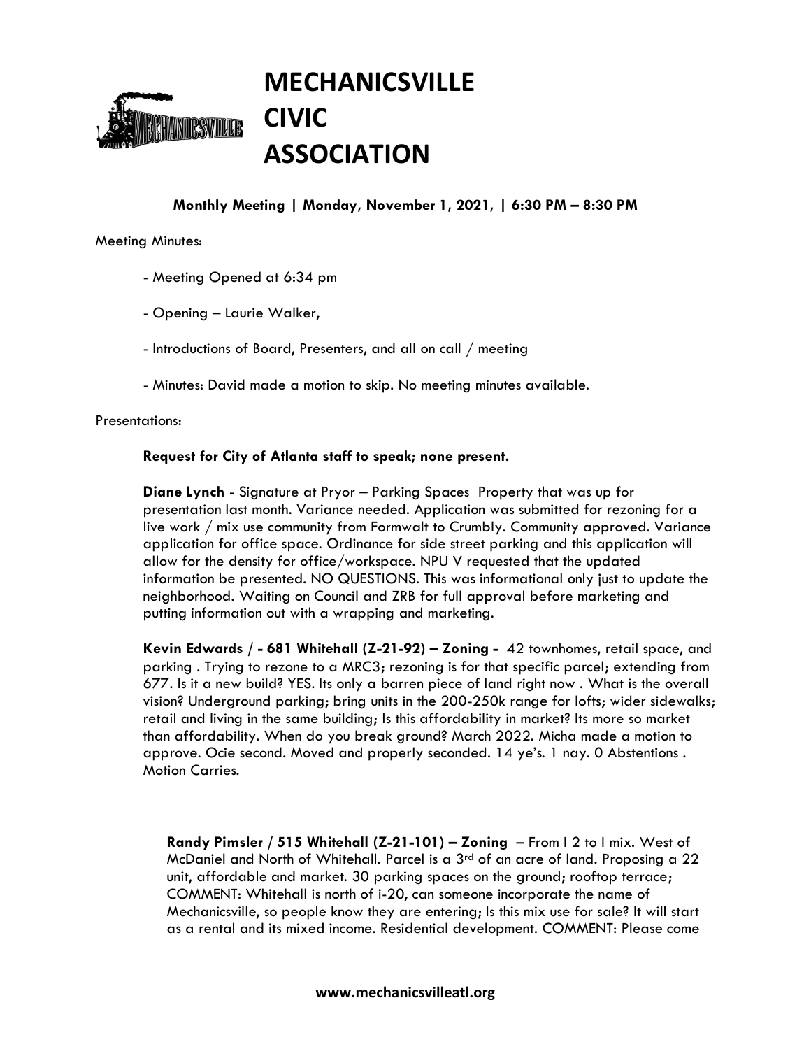# MECHANICSVILLE CIVIC ASSOCIATION

**Monthly Meeting | Monday, November 1, 2021, | 6:30 PM – 8:30 PM**

Meeting Minutes:

- Meeting Opened at 6:34 pm
- Opening – Laurie Walker,
- Introductions of Board, Presenters, and all on call / meeting
- Minutes: David made a motion to skip. No meeting minutes available.

Presentations:

**Request for City of Atlanta staff to speak; none present.**

**Diane Lynch** - Signature at Pryor – Parking Spaces Property that was up for presentation last month. Variance needed. Application was submitted for rezoning for a live work / mix use community from Formwalt to Crumbly. Community approved. Variance application for office space. Ordinance for side street parking and this application will allow for the density for office/workspace. NPU V requested that the updated information be presented. NO QUESTIONS. This was informational only just to update the neighborhood. Waiting on Council and ZRB for full approval before marketing and putting information out with a wrapping and marketing.

**Kevin Edwards / - 681 Whitehall (Z-21-92) – Zoning -** 42 townhomes, retail space, and parking . Trying to rezone to a MRC3; rezoning is for that specific parcel; extending from 677. Is it a new build? YES. Its only a barren piece of land right now . What is the overall vision? Underground parking; bring units in the 200-250k range for lofts; wider sidewalks; retail and living in the same building; Is this affordability in market? Its more so market than affordability. When do you break ground? March 2022. Micha made a motion to approve. Ocie second. Moved and properly seconded. 14 ye's. 1 nay. 0 Abstentions . Motion Carries.

**Randy Pimsler / 515 Whitehall (Z-21-101) – Zoning** – From I 2 to I mix. West of McDaniel and North of Whitehall. Parcel is a 3rd of an acre of land. Proposing a 22 unit, affordable and market. 30 parking spaces on the ground; rooftop terrace; COMMENT: Whitehall is north of i-20, can someone incorporate the name of Mechanicsville, so people know they are entering; Is this mix use for sale? It will start as a rental and its mixed income. Residential development. COMMENT: Please come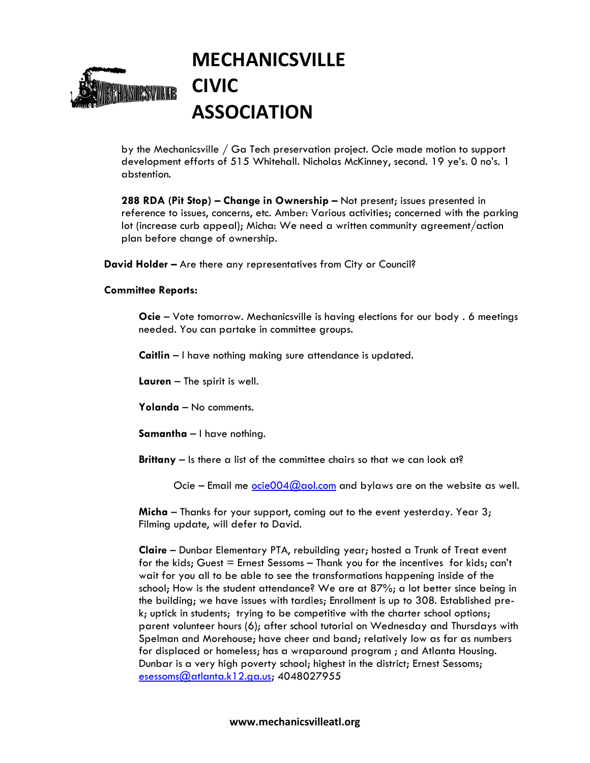by the Mechanicsville / Ga Tech preservation project. Ocie made motion to support development efforts of 515 Whitehall. Nicholas McKinney, second. 19 ye's. 0 no's. 1 abstention.

**288 RDA (Pit Stop) – Change in Ownership –** Not present; issues presented in reference to issues, concerns, etc. Amber: Various activities; concerned with the parking lot (increase curb appeal); Micha: We need a written community agreement/action plan before change of ownership.

**David Holder –** Are there any representatives from City or Council?

**Committee Reports:**

**Ocie** – Vote tomorrow. Mechanicsville is having elections for our body . 6 meetings needed. You can partake in committee groups.

**Caitlin** – I have nothing making sure attendance is updated.

**Lauren** – The spirit is well.

**Yolanda** – No comments.

**Samantha** – I have nothing.

**Brittany** – Is there a list of the committee chairs so that we can look at?

Ocie – Email me ocie004@aol.com and bylaws are on the website as well.

**Micha** – Thanks for your support, coming out to the event yesterday. Year 3; Filming update, will defer to David.

**Claire** – Dunbar Elementary PTA, rebuilding year; hosted a Trunk of Treat event for the kids; Guest = Ernest Sessoms – Thank you for the incentives for kids; can't wait for you all to be able to see the transformations happening inside of the school; How is the student attendance? We are at 87%; a lot better since being in the building; we have issues with tardies; Enrollment is up to 308. Established pre-k; uptick in students; trying to be competitive with the charter school options; parent volunteer hours (6); after school tutorial on Wednesday and Thursdays with Spelman and Morehouse; have cheer and band; relatively low as far as numbers for displaced or homeless; has a wraparound program ; and Atlanta Housing. Dunbar is a very high poverty school; highest in the district; Ernest Sessoms; esessoms@atlanta.k12.ga.us; 4048027955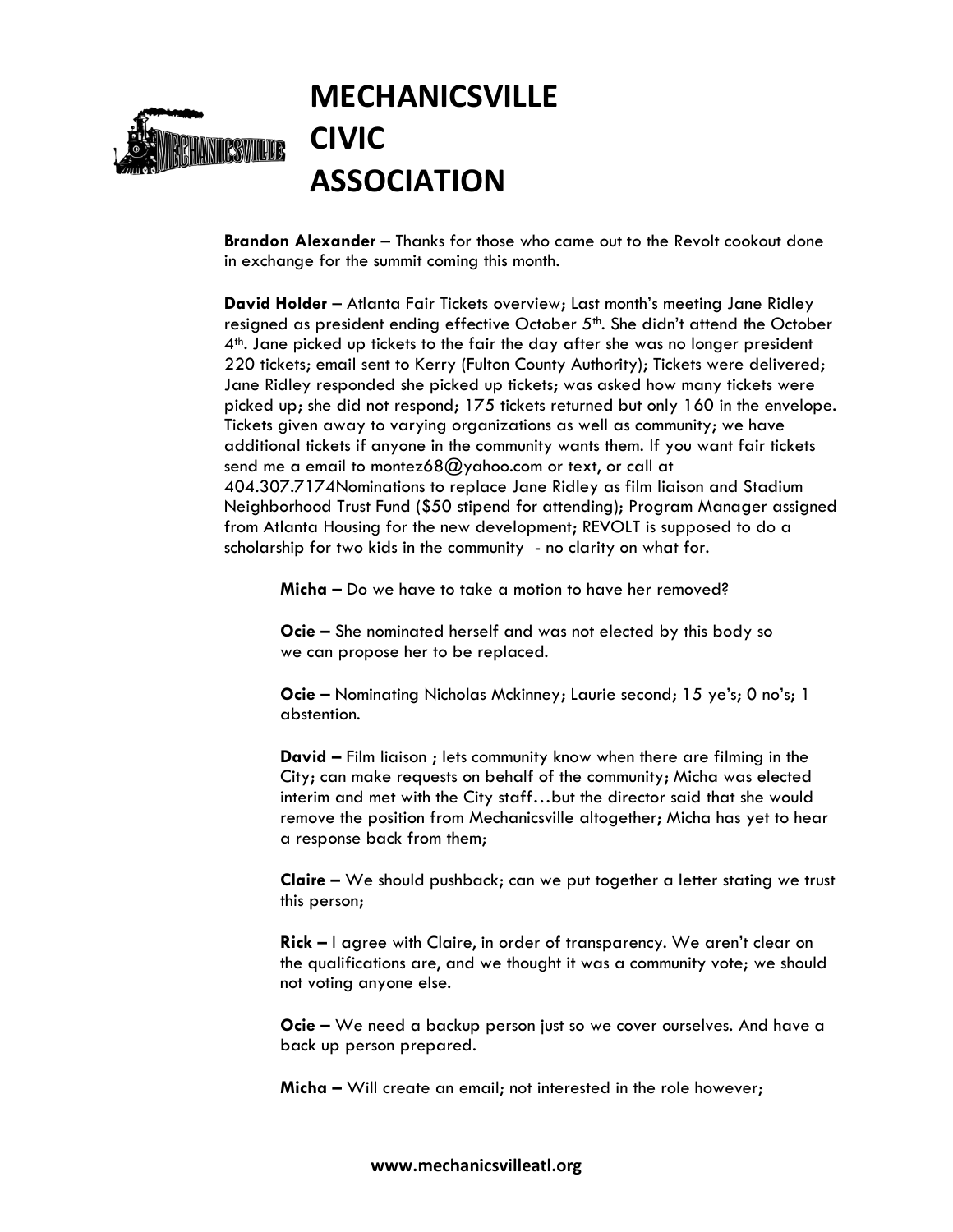# MECHANICSVILLE CIVIC ASSOCIATION

**Brandon Alexander** – Thanks for those who came out to the Revolt cookout done in exchange for the summit coming this month.

**David Holder** – Atlanta Fair Tickets overview; Last month's meeting Jane Ridley resigned as president ending effective October 5th. She didn't attend the October 4th. Jane picked up tickets to the fair the day after she was no longer president 220 tickets; email sent to Kerry (Fulton County Authority); Tickets were delivered; Jane Ridley responded she picked up tickets; was asked how many tickets were picked up; she did not respond; 175 tickets returned but only 160 in the envelope. Tickets given away to varying organizations as well as community; we have additional tickets if anyone in the community wants them. If you want fair tickets send me a email to montez68@yahoo.com or text, or call at 404.307.7174Nominations to replace Jane Ridley as film liaison and Stadium Neighborhood Trust Fund ($50 stipend for attending); Program Manager assigned from Atlanta Housing for the new development; REVOLT is supposed to do a scholarship for two kids in the community - no clarity on what for.

> **Micha –** Do we have to take a motion to have her removed?
>
> **Ocie –** She nominated herself and was not elected by this body so we can propose her to be replaced.
>
> **Ocie –** Nominating Nicholas Mckinney; Laurie second; 15 ye's; 0 no's; 1 abstention.
>
> **David –** Film liaison ; lets community know when there are filming in the City; can make requests on behalf of the community; Micha was elected interim and met with the City staff…but the director said that she would remove the position from Mechanicsville altogether; Micha has yet to hear a response back from them;
>
> **Claire –** We should pushback; can we put together a letter stating we trust this person;
>
> **Rick –** I agree with Claire, in order of transparency. We aren't clear on the qualifications are, and we thought it was a community vote; we should not voting anyone else.
>
> **Ocie –** We need a backup person just so we cover ourselves. And have a back up person prepared.
>
> **Micha –** Will create an email; not interested in the role however;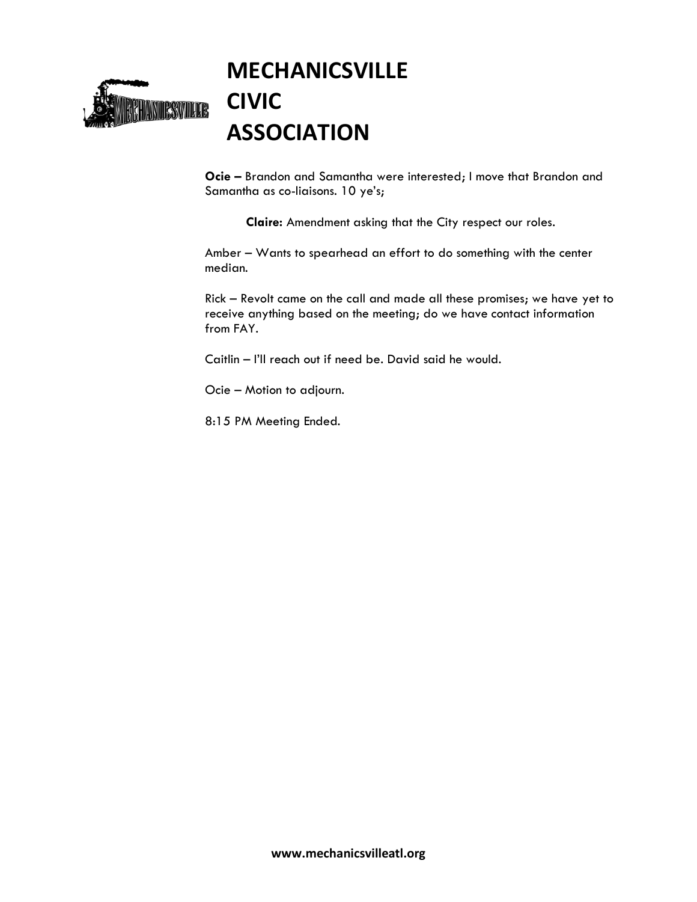**Ocie –** Brandon and Samantha were interested; I move that Brandon and Samantha as co-liaisons. 10 ye's;

**Claire:** Amendment asking that the City respect our roles.

Amber – Wants to spearhead an effort to do something with the center median.

Rick – Revolt came on the call and made all these promises; we have yet to receive anything based on the meeting; do we have contact information from FAY.

Caitlin – I'll reach out if need be. David said he would.

Ocie – Motion to adjourn.

8:15 PM Meeting Ended.